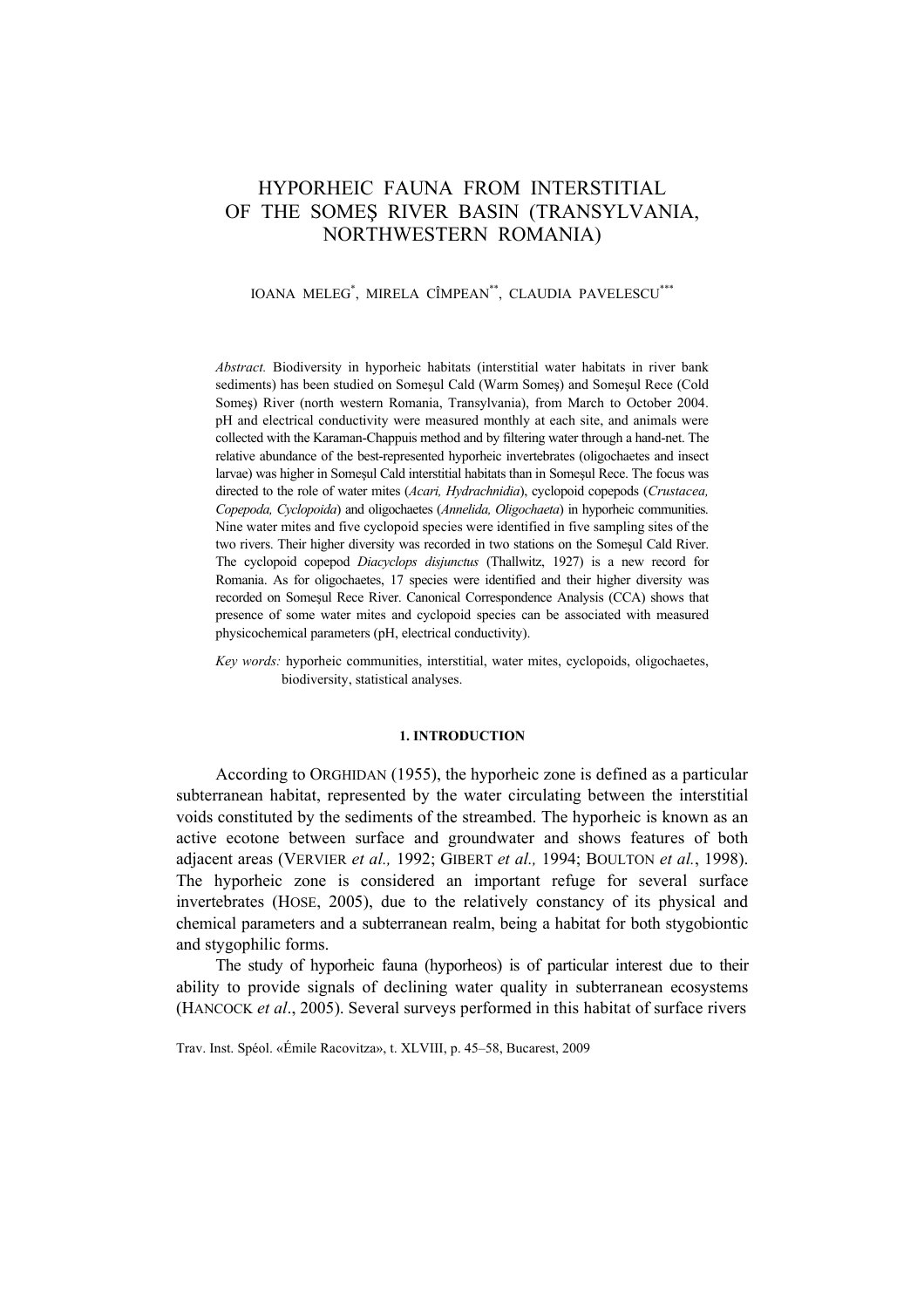# HYPORHEIC FAUNA FROM INTERSTITIAL OF THE SOMEŞ RIVER BASIN (TRANSYLVANIA, NORTHWESTERN ROMANIA)

IOANA MELEG[*], MIRELA CÎMPEAN[**], CLAUDIA PAVELESCU[***]

*Abstract.* Biodiversity in hyporheic habitats (interstitial water habitats in river bank sediments) has been studied on Someşul Cald (Warm Someş) and Someşul Rece (Cold Someş) River (north western Romania, Transylvania), from March to October 2004. pH and electrical conductivity were measured monthly at each site, and animals were collected with the Karaman-Chappuis method and by filtering water through a hand-net. The relative abundance of the best-represented hyporheic invertebrates (oligochaetes and insect larvae) was higher in Someşul Cald interstitial habitats than in Someşul Rece. The focus was directed to the role of water mites (*Acari, Hydrachnidia*), cyclopoid copepods (*Crustacea, Copepoda, Cyclopoida*) and oligochaetes (*Annelida, Oligochaeta*) in hyporheic communities. Nine water mites and five cyclopoid species were identified in five sampling sites of the two rivers. Their higher diversity was recorded in two stations on the Someşul Cald River. The cyclopoid copepod *Diacyclops disjunctus* (Thallwitz, 1927) is a new record for Romania. As for oligochaetes, 17 species were identified and their higher diversity was recorded on Someşul Rece River. Canonical Correspondence Analysis (CCA) shows that presence of some water mites and cyclopoid species can be associated with measured physicochemical parameters (pH, electrical conductivity).

*Key words:* hyporheic communities, interstitial, water mites, cyclopoids, oligochaetes, biodiversity, statistical analyses.

## 1. INTRODUCTION

According to ORGHIDAN (1955), the hyporheic zone is defined as a particular subterranean habitat, represented by the water circulating between the interstitial voids constituted by the sediments of the streambed. The hyporheic is known as an active ecotone between surface and groundwater and shows features of both adjacent areas (VERVIER *et al.,* 1992; GIBERT *et al.,* 1994; BOULTON *et al.*, 1998). The hyporheic zone is considered an important refuge for several surface invertebrates (HOSE, 2005), due to the relatively constancy of its physical and chemical parameters and a subterranean realm, being a habitat for both stygobiontic and stygophilic forms.

The study of hyporheic fauna (hyporheos) is of particular interest due to their ability to provide signals of declining water quality in subterranean ecosystems (HANCOCK *et al*., 2005). Several surveys performed in this habitat of surface rivers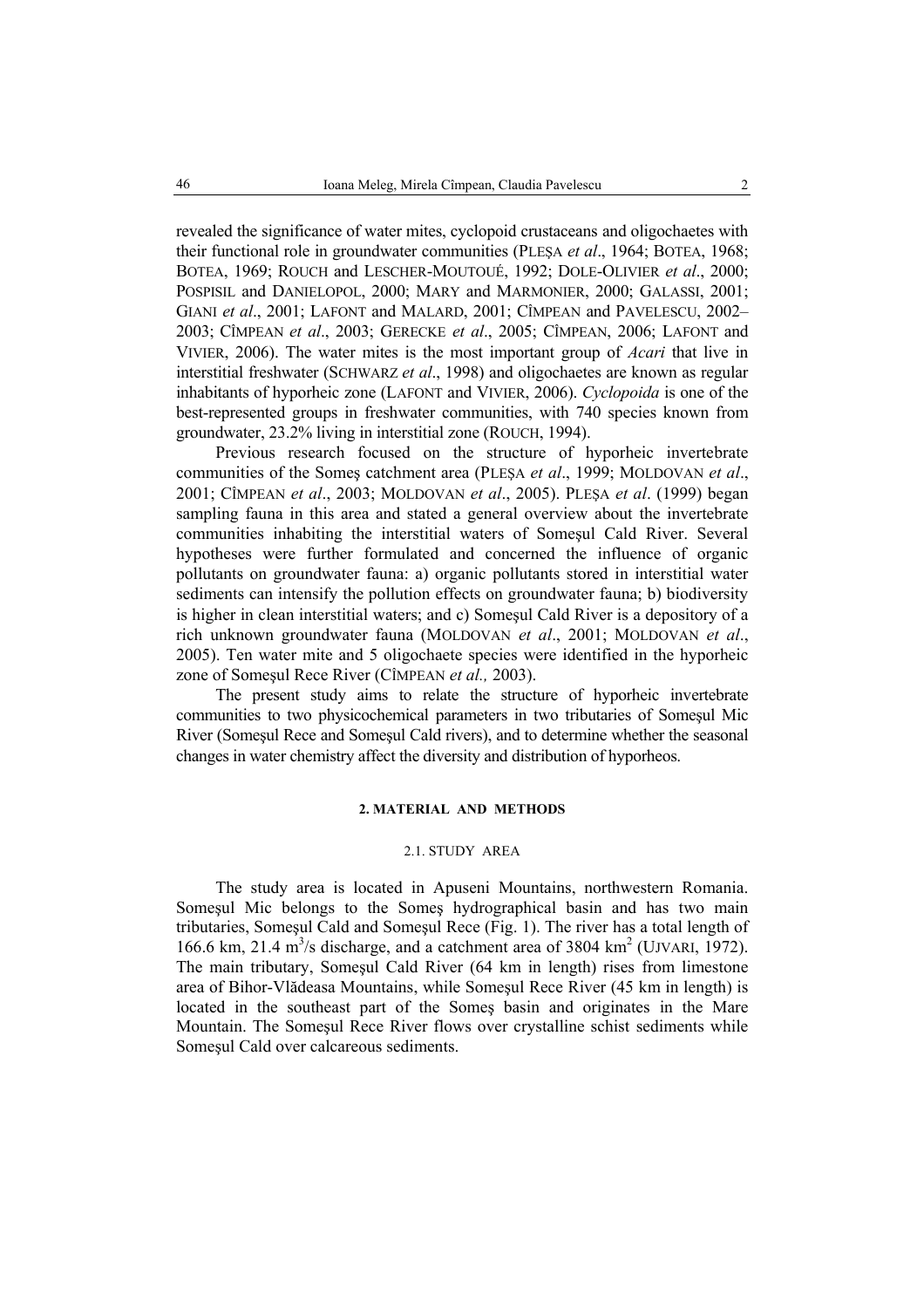revealed the significance of water mites, cyclopoid crustaceans and oligochaetes with their functional role in groundwater communities (PLEŞA *et al*., 1964; BOTEA, 1968; BOTEA, 1969; ROUCH and LESCHER-MOUTOUÉ, 1992; DOLE-OLIVIER *et al*., 2000; POSPISIL and DANIELOPOL, 2000; MARY and MARMONIER, 2000; GALASSI, 2001; GIANI *et al*., 2001; LAFONT and MALARD, 2001; CÎMPEAN and PAVELESCU, 2002–2003; CÎMPEAN *et al*., 2003; GERECKE *et al*., 2005; CÎMPEAN, 2006; LAFONT and VIVIER, 2006). The water mites is the most important group of *Acari* that live in interstitial freshwater (SCHWARZ *et al*., 1998) and oligochaetes are known as regular inhabitants of hyporheic zone (LAFONT and VIVIER, 2006). *Cyclopoida* is one of the best-represented groups in freshwater communities, with 740 species known from groundwater, 23.2% living in interstitial zone (ROUCH, 1994).

Previous research focused on the structure of hyporheic invertebrate communities of the Someş catchment area (PLEŞA *et al*., 1999; MOLDOVAN *et al*., 2001; CÎMPEAN *et al*., 2003; MOLDOVAN *et al*., 2005). PLEŞA *et al*. (1999) began sampling fauna in this area and stated a general overview about the invertebrate communities inhabiting the interstitial waters of Someşul Cald River. Several hypotheses were further formulated and concerned the influence of organic pollutants on groundwater fauna: a) organic pollutants stored in interstitial water sediments can intensify the pollution effects on groundwater fauna; b) biodiversity is higher in clean interstitial waters; and c) Someşul Cald River is a depository of a rich unknown groundwater fauna (MOLDOVAN *et al*., 2001; MOLDOVAN *et al*., 2005). Ten water mite and 5 oligochaete species were identified in the hyporheic zone of Someşul Rece River (CÎMPEAN *et al.,* 2003).

The present study aims to relate the structure of hyporheic invertebrate communities to two physicochemical parameters in two tributaries of Someşul Mic River (Someşul Rece and Someşul Cald rivers), and to determine whether the seasonal changes in water chemistry affect the diversity and distribution of hyporheos.

## 2. MATERIAL AND METHODS

### 2.1. STUDY AREA

The study area is located in Apuseni Mountains, northwestern Romania. Someşul Mic belongs to the Someş hydrographical basin and has two main tributaries, Someşul Cald and Someşul Rece (Fig. 1). The river has a total length of 166.6 km, 21.4 $m^3$/s discharge, and a catchment area of 3804 $km^2$ (UJVARI, 1972). The main tributary, Someşul Cald River (64 km in length) rises from limestone area of Bihor-Vlădeasa Mountains, while Someşul Rece River (45 km in length) is located in the southeast part of the Someş basin and originates in the Mare Mountain. The Someşul Rece River flows over crystalline schist sediments while Someşul Cald over calcareous sediments.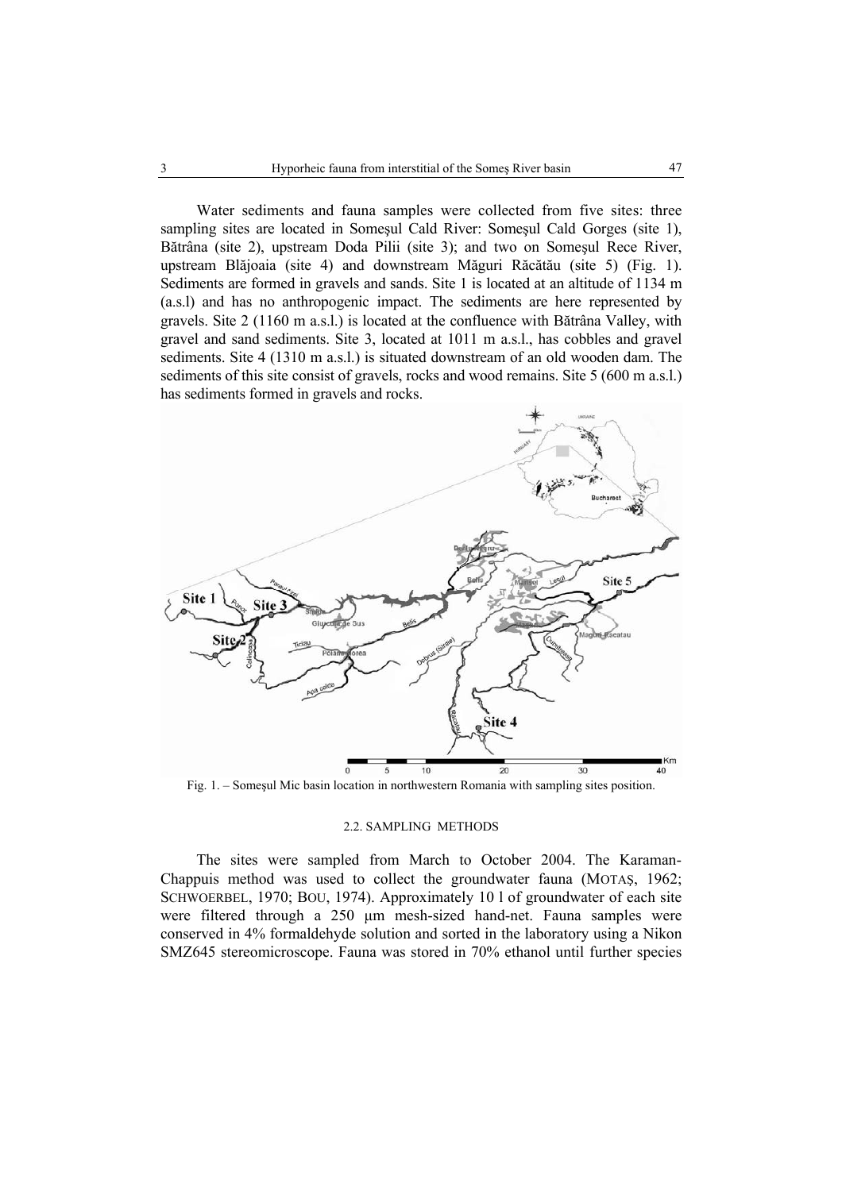Water sediments and fauna samples were collected from five sites: three sampling sites are located in Someşul Cald River: Someşul Cald Gorges (site 1), Bătrâna (site 2), upstream Doda Pilii (site 3); and two on Someşul Rece River, upstream Blăjoaia (site 4) and downstream Măguri Răcătău (site 5) (Fig. 1). Sediments are formed in gravels and sands. Site 1 is located at an altitude of 1134 m (a.s.l) and has no anthropogenic impact. The sediments are here represented by gravels. Site 2 (1160 m a.s.l.) is located at the confluence with Bătrâna Valley, with gravel and sand sediments. Site 3, located at 1011 m a.s.l., has cobbles and gravel sediments. Site 4 (1310 m a.s.l.) is situated downstream of an old wooden dam. The sediments of this site consist of gravels, rocks and wood remains. Site 5 (600 m a.s.l.) has sediments formed in gravels and rocks.

Fig. 1. – Someşul Mic basin location in northwestern Romania with sampling sites position.

### 2.2. SAMPLING METHODS

The sites were sampled from March to October 2004. The Karaman-Chappuis method was used to collect the groundwater fauna (MOTAŞ, 1962; SCHWOERBEL, 1970; BOU, 1974). Approximately 10 l of groundwater of each site were filtered through a 250 µm mesh-sized hand-net. Fauna samples were conserved in 4% formaldehyde solution and sorted in the laboratory using a Nikon SMZ645 stereomicroscope. Fauna was stored in 70% ethanol until further species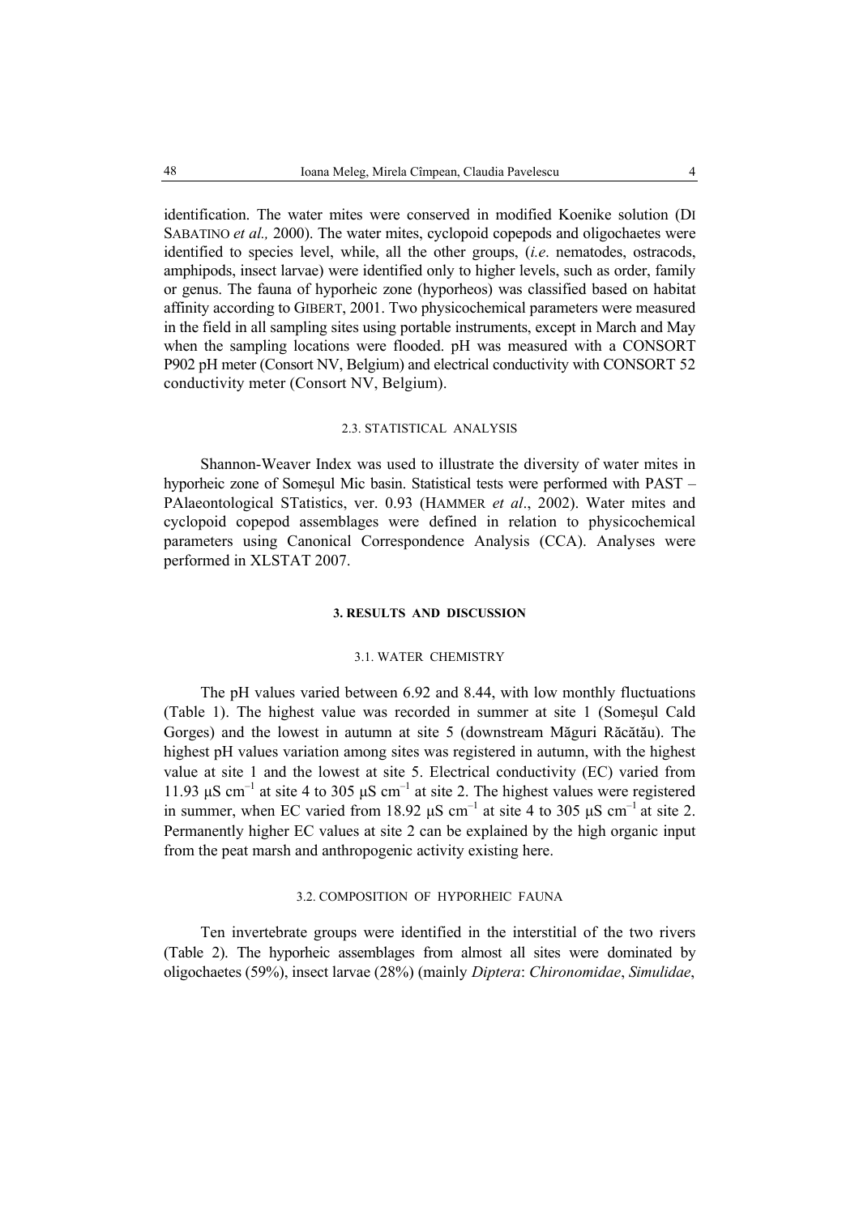identification. The water mites were conserved in modified Koenike solution (DI SABATINO *et al.,* 2000). The water mites, cyclopoid copepods and oligochaetes were identified to species level, while, all the other groups, (*i.e*. nematodes, ostracods, amphipods, insect larvae) were identified only to higher levels, such as order, family or genus. The fauna of hyporheic zone (hyporheos) was classified based on habitat affinity according to GIBERT, 2001. Two physicochemical parameters were measured in the field in all sampling sites using portable instruments, except in March and May when the sampling locations were flooded. pH was measured with a CONSORT P902 pH meter (Consort NV, Belgium) and electrical conductivity with CONSORT 52 conductivity meter (Consort NV, Belgium).

### 2.3. STATISTICAL ANALYSIS

Shannon-Weaver Index was used to illustrate the diversity of water mites in hyporheic zone of Someşul Mic basin. Statistical tests were performed with PAST – PAlaeontological STatistics, ver. 0.93 (HAMMER *et al*., 2002). Water mites and cyclopoid copepod assemblages were defined in relation to physicochemical parameters using Canonical Correspondence Analysis (CCA). Analyses were performed in XLSTAT 2007.

## 3. RESULTS AND DISCUSSION

### 3.1. WATER CHEMISTRY

The pH values varied between 6.92 and 8.44, with low monthly fluctuations (Table 1). The highest value was recorded in summer at site 1 (Someşul Cald Gorges) and the lowest in autumn at site 5 (downstream Măguri Răcătău). The highest pH values variation among sites was registered in autumn, with the highest value at site 1 and the lowest at site 5. Electrical conductivity (EC) varied from 11.93 $\mu S\ cm^{-1}$ at site 4 to 305 $\mu S\ cm^{-1}$ at site 2. The highest values were registered in summer, when EC varied from 18.92 $\mu S\ cm^{-1}$ at site 4 to 305 $\mu S\ cm^{-1}$ at site 2. Permanently higher EC values at site 2 can be explained by the high organic input from the peat marsh and anthropogenic activity existing here.

### 3.2. COMPOSITION OF HYPORHEIC FAUNA

Ten invertebrate groups were identified in the interstitial of the two rivers (Table 2). The hyporheic assemblages from almost all sites were dominated by oligochaetes (59%), insect larvae (28%) (mainly *Diptera*: *Chironomidae*, *Simulidae*,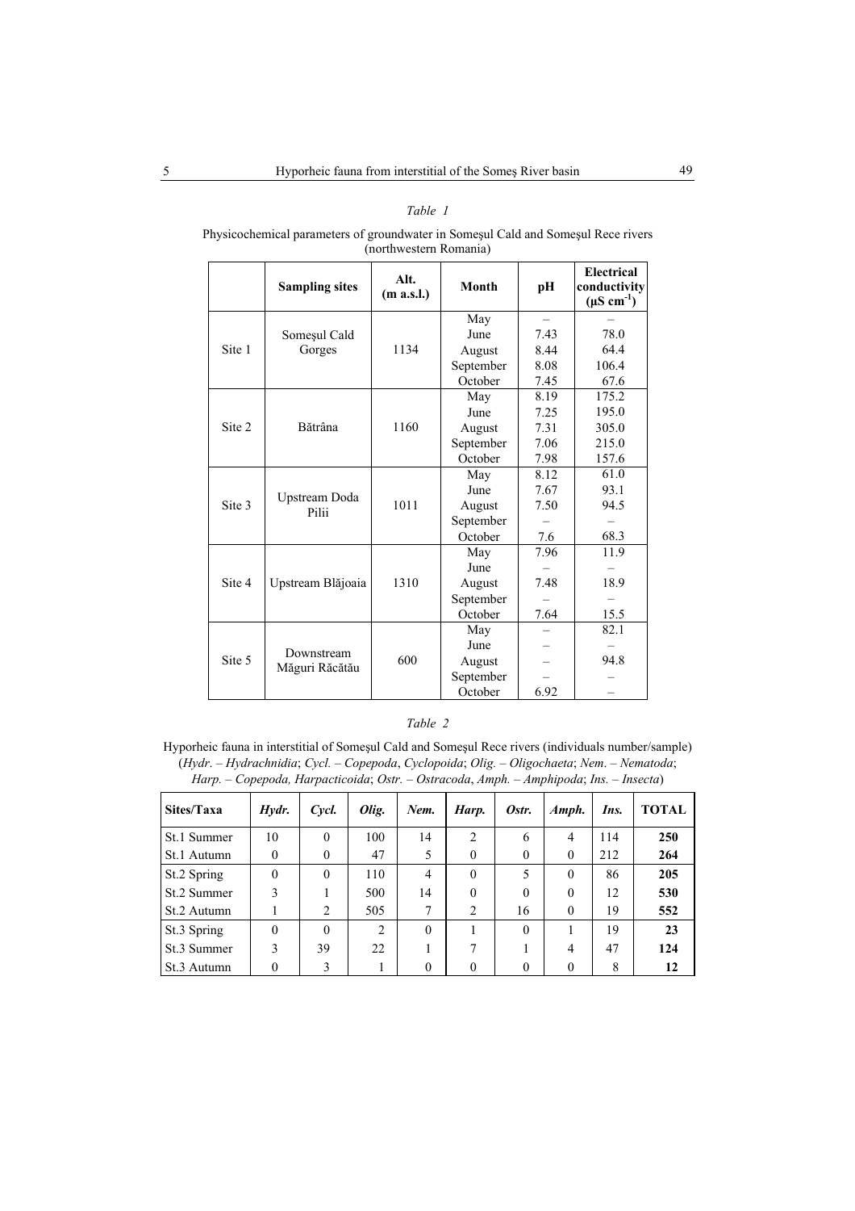*Table 1*

Physicochemical parameters of groundwater in Someşul Cald and Someşul Rece rivers (northwestern Romania)

| | Sampling sites | Alt. (m a.s.l.) | Month | pH | Electrical conductivity (µS cm$^{-1}$) |
|---|---|---|---|---|---|
| Site 1 | Someşul Cald Gorges | 1134 | May | – | – |
| | | | June | 7.43 | 78.0 |
| | | | August | 8.44 | 64.4 |
| | | | September | 8.08 | 106.4 |
| | | | October | 7.45 | 67.6 |
| Site 2 | Bătrâna | 1160 | May | 8.19 | 175.2 |
| | | | June | 7.25 | 195.0 |
| | | | August | 7.31 | 305.0 |
| | | | September | 7.06 | 215.0 |
| | | | October | 7.98 | 157.6 |
| Site 3 | Upstream Doda Pilii | 1011 | May | 8.12 | 61.0 |
| | | | June | 7.67 | 93.1 |
| | | | August | 7.50 | 94.5 |
| | | | September | – | – |
| | | | October | 7.6 | 68.3 |
| Site 4 | Upstream Blăjoaia | 1310 | May | 7.96 | 11.9 |
| | | | June | – | – |
| | | | August | 7.48 | 18.9 |
| | | | September | – | – |
| | | | October | 7.64 | 15.5 |
| Site 5 | Downstream Măguri Răcătău | 600 | May | – | 82.1 |
| | | | June | – | – |
| | | | August | – | 94.8 |
| | | | September | – | – |
| | | | October | 6.92 | – |

*Table 2*

Hyporheic fauna in interstitial of Someşul Cald and Someşul Rece rivers (individuals number/sample) (*Hydr*. – *Hydrachnidia*; *Cycl.* – *Copepoda*, *Cyclopoida*; *Olig.* – *Oligochaeta*; *Nem*. – *Nematoda*; *Harp.* – *Copepoda, Harpacticoida*; *Ostr.* – *Ostracoda*, *Amph.* – *Amphipoda*; *Ins.* – *Insecta*)

| Sites/Taxa | *Hydr.* | *Cycl.* | *Olig.* | *Nem.* | *Harp.* | *Ostr.* | *Amph.* | *Ins.* | **TOTAL** |
|---|---|---|---|---|---|---|---|---|---|
| St.1 Summer | 10 | 0 | 100 | 14 | 2 | 6 | 4 | 114 | **250** |
| St.1 Autumn | 0 | 0 | 47 | 5 | 0 | 0 | 0 | 212 | **264** |
| St.2 Spring | 0 | 0 | 110 | 4 | 0 | 5 | 0 | 86 | **205** |
| St.2 Summer | 3 | 1 | 500 | 14 | 0 | 0 | 0 | 12 | **530** |
| St.2 Autumn | 1 | 2 | 505 | 7 | 2 | 16 | 0 | 19 | **552** |
| St.3 Spring | 0 | 0 | 2 | 0 | 1 | 0 | 1 | 19 | **23** |
| St.3 Summer | 3 | 39 | 22 | 1 | 7 | 1 | 4 | 47 | **124** |
| St.3 Autumn | 0 | 3 | 1 | 0 | 0 | 0 | 0 | 8 | **12** |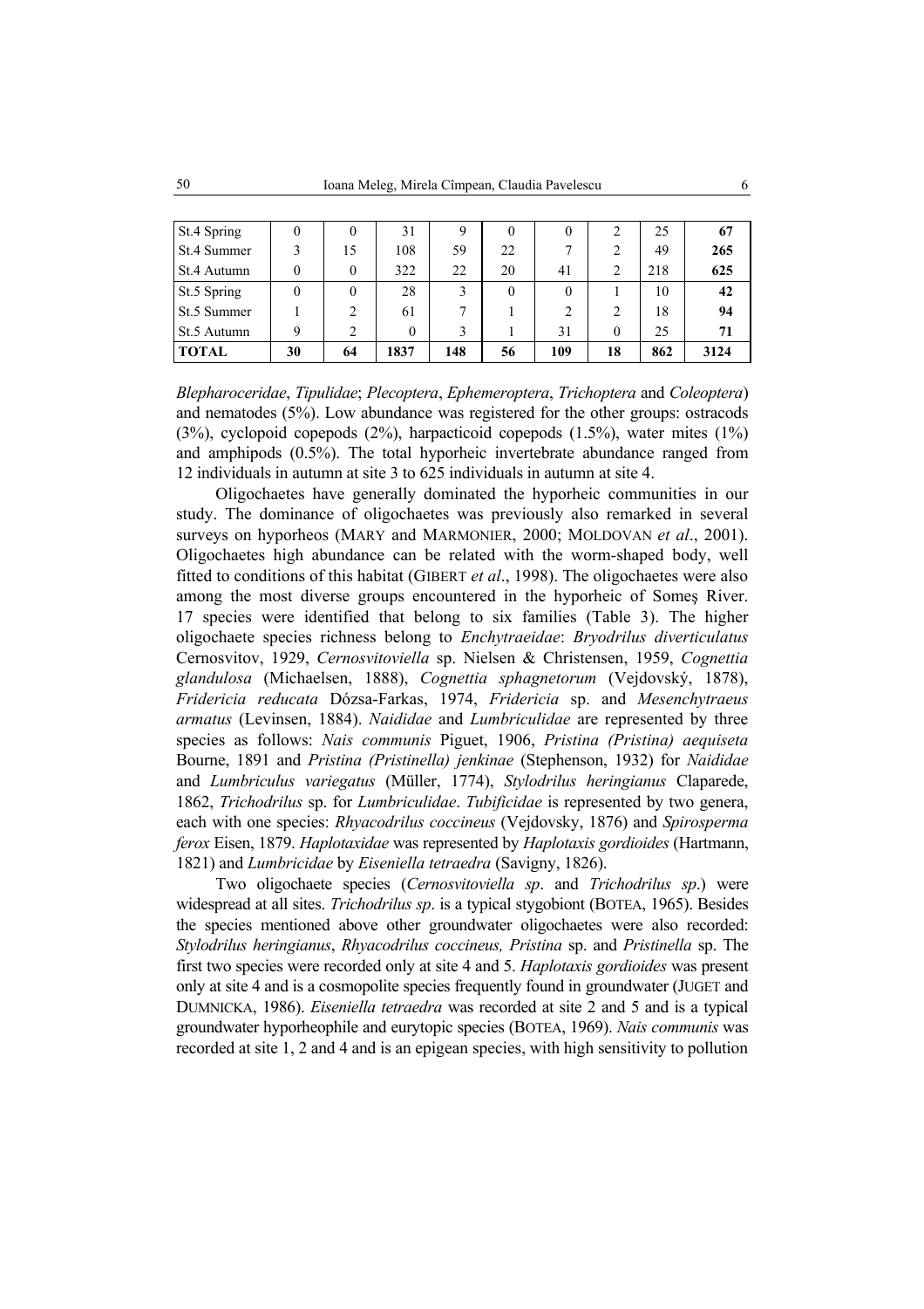| | | | | | | | | | |
|---|---|---|---|---|---|---|---|---|---|
| St.4 Spring | 0 | 0 | 31 | 9 | 0 | 0 | 2 | 25 | **67** |
| St.4 Summer | 3 | 15 | 108 | 59 | 22 | 7 | 2 | 49 | **265** |
| St.4 Autumn | 0 | 0 | 322 | 22 | 20 | 41 | 2 | 218 | **625** |
| St.5 Spring | 0 | 0 | 28 | 3 | 0 | 0 | 1 | 10 | **42** |
| St.5 Summer | 1 | 2 | 61 | 7 | 1 | 2 | 2 | 18 | **94** |
| St.5 Autumn | 9 | 2 | 0 | 3 | 1 | 31 | 0 | 25 | **71** |
| **TOTAL** | **30** | **64** | **1837** | **148** | **56** | **109** | **18** | **862** | **3124** |

*Blepharoceridae*, *Tipulidae*; *Plecoptera*, *Ephemeroptera*, *Trichoptera* and *Coleoptera*) and nematodes (5%). Low abundance was registered for the other groups: ostracods (3%), cyclopoid copepods (2%), harpacticoid copepods (1.5%), water mites (1%) and amphipods (0.5%). The total hyporheic invertebrate abundance ranged from 12 individuals in autumn at site 3 to 625 individuals in autumn at site 4.

Oligochaetes have generally dominated the hyporheic communities in our study. The dominance of oligochaetes was previously also remarked in several surveys on hyporheos (MARY and MARMONIER, 2000; MOLDOVAN *et al*., 2001). Oligochaetes high abundance can be related with the worm-shaped body, well fitted to conditions of this habitat (GIBERT *et al*., 1998). The oligochaetes were also among the most diverse groups encountered in the hyporheic of Someş River. 17 species were identified that belong to six families (Table 3). The higher oligochaete species richness belong to *Enchytraeidae*: *Bryodrilus diverticulatus* Cernosvitov, 1929, *Cernosvitoviella* sp. Nielsen & Christensen, 1959, *Cognettia glandulosa* (Michaelsen, 1888), *Cognettia sphagnetorum* (Vejdovský, 1878), *Fridericia reducata* Dózsa-Farkas, 1974, *Fridericia* sp. and *Mesenchytraeus armatus* (Levinsen, 1884). *Naididae* and *Lumbriculidae* are represented by three species as follows: *Nais communis* Piguet, 1906, *Pristina (Pristina) aequiseta* Bourne, 1891 and *Pristina (Pristinella) jenkinae* (Stephenson, 1932) for *Naididae* and *Lumbriculus variegatus* (Müller, 1774), *Stylodrilus heringianus* Claparede, 1862, *Trichodrilus* sp. for *Lumbriculidae*. *Tubificidae* is represented by two genera, each with one species: *Rhyacodrilus coccineus* (Vejdovsky, 1876) and *Spirosperma ferox* Eisen, 1879. *Haplotaxidae* was represented by *Haplotaxis gordioides* (Hartmann, 1821) and *Lumbricidae* by *Eiseniella tetraedra* (Savigny, 1826).

Two oligochaete species (*Cernosvitoviella sp*. and *Trichodrilus sp*.) were widespread at all sites. *Trichodrilus sp*. is a typical stygobiont (BOTEA, 1965). Besides the species mentioned above other groundwater oligochaetes were also recorded: *Stylodrilus heringianus*, *Rhyacodrilus coccineus, Pristina* sp. and *Pristinella* sp. The first two species were recorded only at site 4 and 5. *Haplotaxis gordioides* was present only at site 4 and is a cosmopolite species frequently found in groundwater (JUGET and DUMNICKA, 1986). *Eiseniella tetraedra* was recorded at site 2 and 5 and is a typical groundwater hyporheophile and eurytopic species (BOTEA, 1969). *Nais communis* was recorded at site 1, 2 and 4 and is an epigean species, with high sensitivity to pollution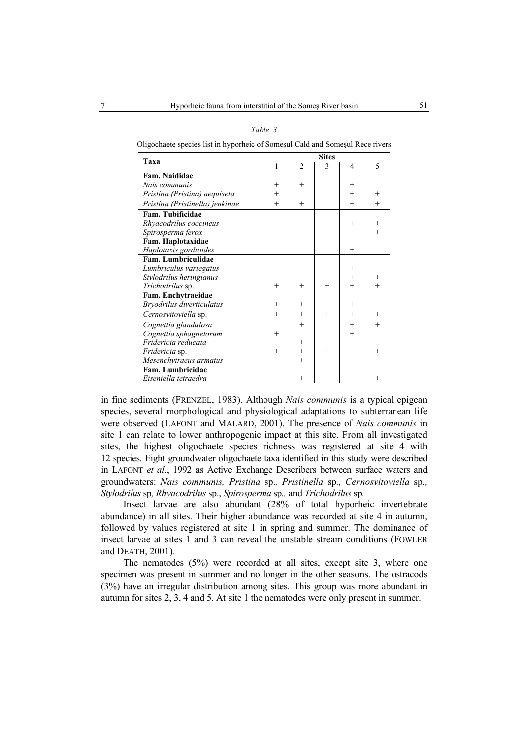*Table 3*

Oligochaete species list in hyporheic of Someşul Cald and Someşul Rece rivers

| Taxa | Sites | | | | |
|---|---|---|---|---|---|
| | 1 | 2 | 3 | 4 | 5 |
| **Fam. Naididae** | | | | | |
| *Nais communis* | + | + | | + | |
| *Pristina (Pristina) aequiseta* | + | | | + | + |
| *Pristina (Pristinella) jenkinae* | + | + | | + | + |
| **Fam. Tubificidae** | | | | | |
| *Rhyacodrilus coccineus* | | | | + | + |
| *Spirosperma ferox* | | | | | + |
| **Fam. Haplotaxidae** | | | | | |
| *Haplotaxis gordioides* | | | | + | |
| **Fam. Lumbriculidae** | | | | | |
| *Lumbriculus variegatus* | | | | + | |
| *Stylodrilus heringianus* | | | | + | + |
| *Trichodrilus* sp. | + | + | + | + | + |
| **Fam. Enchytraeidae** | | | | | |
| *Bryodrilus diverticulatus* | + | + | | + | |
| *Cernosvitoviella* sp. | + | + | + | + | + |
| *Cognettia glandulosa* | | + | | + | + |
| *Cognettia sphagnetorum* | + | | | + | |
| *Fridericia reducata* | | + | + | | |
| *Fridericia* sp. | + | + | + | | + |
| *Mesenchytraeus armatus* | | + | | | |
| **Fam. Lumbricidae** | | | | | |
| *Eiseniella tetraedra* | | + | | | + |

in fine sediments (FRENZEL, 1983). Although *Nais communis* is a typical epigean species, several morphological and physiological adaptations to subterranean life were observed (LAFONT and MALARD, 2001). The presence of *Nais communis* in site 1 can relate to lower anthropogenic impact at this site. From all investigated sites, the highest oligochaete species richness was registered at site 4 with 12 species. Eight groundwater oligochaete taxa identified in this study were described in LAFONT *et al*., 1992 as Active Exchange Describers between surface waters and groundwaters: *Nais communis, Pristina* sp.*, Pristinella* sp.*, Cernosvitoviella* sp.*, Stylodrilus* sp*, Rhyacodrilus* sp., *Spirosperma* sp*.,* and *Trichodrilus* sp*.*

Insect larvae are also abundant (28% of total hyporheic invertebrate abundance) in all sites. Their higher abundance was recorded at site 4 in autumn, followed by values registered at site 1 in spring and summer. The dominance of insect larvae at sites 1 and 3 can reveal the unstable stream conditions (FOWLER and DEATH, 2001).

The nematodes (5%) were recorded at all sites, except site 3, where one specimen was present in summer and no longer in the other seasons. The ostracods (3%) have an irregular distribution among sites. This group was more abundant in autumn for sites 2, 3, 4 and 5. At site 1 the nematodes were only present in summer.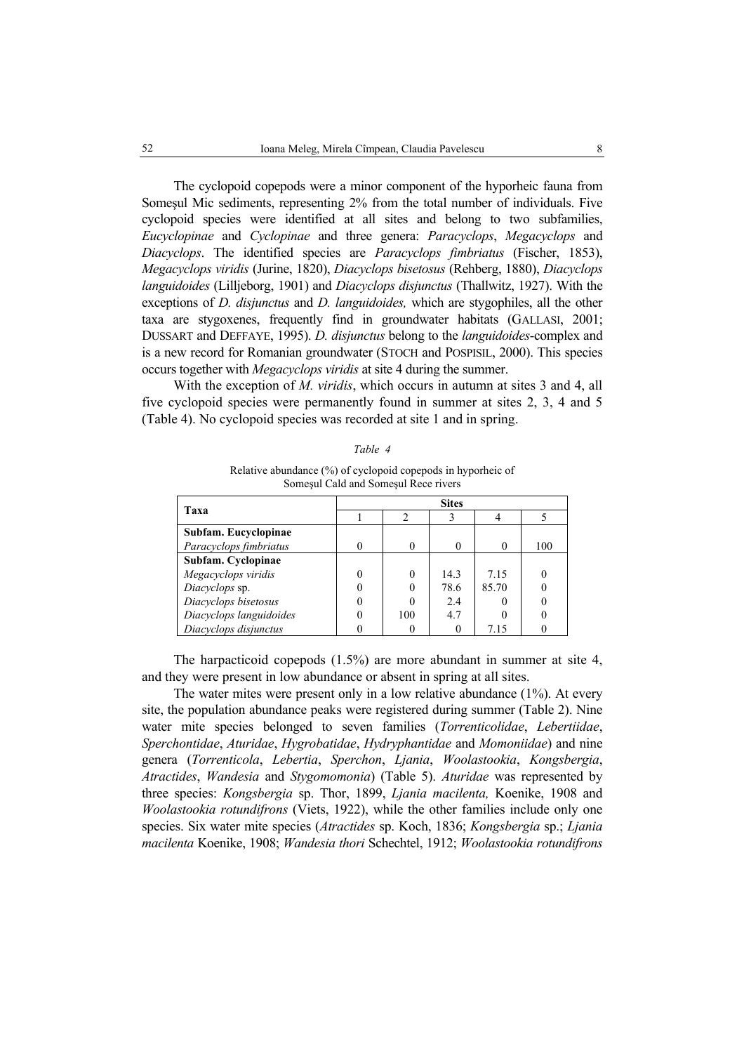The cyclopoid copepods were a minor component of the hyporheic fauna from Someşul Mic sediments, representing 2% from the total number of individuals. Five cyclopoid species were identified at all sites and belong to two subfamilies, *Eucyclopinae* and *Cyclopinae* and three genera: *Paracyclops*, *Megacyclops* and *Diacyclops*. The identified species are *Paracyclops fimbriatus* (Fischer, 1853), *Megacyclops viridis* (Jurine, 1820), *Diacyclops bisetosus* (Rehberg, 1880), *Diacyclops languidoides* (Lilljeborg, 1901) and *Diacyclops disjunctus* (Thallwitz, 1927). With the exceptions of *D. disjunctus* and *D. languidoides,* which are stygophiles, all the other taxa are stygoxenes, frequently find in groundwater habitats (GALLASI, 2001; DUSSART and DEFFAYE, 1995). *D. disjunctus* belong to the *languidoides*-complex and is a new record for Romanian groundwater (STOCH and POSPISIL, 2000). This species occurs together with *Megacyclops viridis* at site 4 during the summer.

With the exception of *M. viridis*, which occurs in autumn at sites 3 and 4, all five cyclopoid species were permanently found in summer at sites 2, 3, 4 and 5 (Table 4). No cyclopoid species was recorded at site 1 and in spring.

*Table 4*

Relative abundance (%) of cyclopoid copepods in hyporheic of Someşul Cald and Someşul Rece rivers

| Taxa | Sites | | | | |
|---|---|---|---|---|---|
| | 1 | 2 | 3 | 4 | 5 |
| **Subfam. Eucyclopinae** | | | | | |
| *Paracyclops fimbriatus* | 0 | 0 | 0 | 0 | 100 |
| **Subfam. Cyclopinae** | | | | | |
| *Megacyclops viridis* | 0 | 0 | 14.3 | 7.15 | 0 |
| *Diacyclops* sp. | 0 | 0 | 78.6 | 85.70 | 0 |
| *Diacyclops bisetosus* | 0 | 0 | 2.4 | 0 | 0 |
| *Diacyclops languidoides* | 0 | 100 | 4.7 | 0 | 0 |
| *Diacyclops disjunctus* | 0 | 0 | 0 | 7.15 | 0 |

The harpacticoid copepods (1.5%) are more abundant in summer at site 4, and they were present in low abundance or absent in spring at all sites.

The water mites were present only in a low relative abundance (1%). At every site, the population abundance peaks were registered during summer (Table 2). Nine water mite species belonged to seven families (*Torrenticolidae*, *Lebertiidae*, *Sperchontidae*, *Aturidae*, *Hygrobatidae*, *Hydryphantidae* and *Momoniidae*) and nine genera (*Torrenticola*, *Lebertia*, *Sperchon*, *Ljania*, *Woolastookia*, *Kongsbergia*, *Atractides*, *Wandesia* and *Stygomomonia*) (Table 5). *Aturidae* was represented by three species: *Kongsbergia* sp. Thor, 1899, *Ljania macilenta,* Koenike, 1908 and *Woolastookia rotundifrons* (Viets, 1922), while the other families include only one species. Six water mite species (*Atractides* sp. Koch, 1836; *Kongsbergia* sp.; *Ljania macilenta* Koenike, 1908; *Wandesia thori* Schechtel, 1912; *Woolastookia rotundifrons*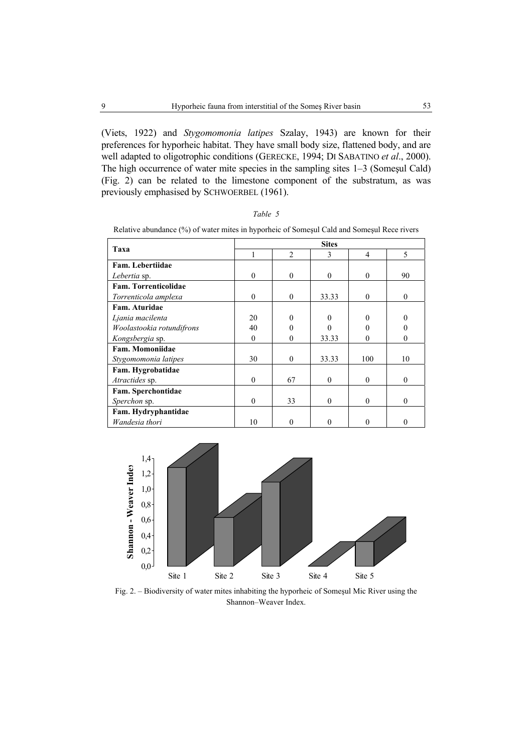(Viets, 1922) and *Stygomomonia latipes* Szalay, 1943) are known for their preferences for hyporheic habitat. They have small body size, flattened body, and are well adapted to oligotrophic conditions (GERECKE, 1994; DI SABATINO *et al*., 2000). The high occurrence of water mite species in the sampling sites 1–3 (Someşul Cald) (Fig. 2) can be related to the limestone component of the substratum, as was previously emphasised by SCHWOERBEL (1961).

*Table 5*

Relative abundance (%) of water mites in hyporheic of Someşul Cald and Someşul Rece rivers

| Taxa | Sites | | | | |
|---|---|---|---|---|---|
| | 1 | 2 | 3 | 4 | 5 |
| **Fam. Lebertiidae** | | | | | |
| *Lebertia* sp. | 0 | 0 | 0 | 0 | 90 |
| **Fam. Torrenticolidae** | | | | | |
| *Torrenticola amplexa* | 0 | 0 | 33.33 | 0 | 0 |
| **Fam. Aturidae** | | | | | |
| *Ljania macilenta* | 20 | 0 | 0 | 0 | 0 |
| *Woolastookia rotundifrons* | 40 | 0 | 0 | 0 | 0 |
| *Kongsbergia* sp. | 0 | 0 | 33.33 | 0 | 0 |
| **Fam. Momoniidae** | | | | | |
| *Stygomomonia latipes* | 30 | 0 | 33.33 | 100 | 10 |
| **Fam. Hygrobatidae** | | | | | |
| *Atractides* sp. | 0 | 67 | 0 | 0 | 0 |
| **Fam. Sperchontidae** | | | | | |
| *Sperchon* sp. | 0 | 33 | 0 | 0 | 0 |
| **Fam. Hydryphantidae** | | | | | |
| *Wandesia thori* | 10 | 0 | 0 | 0 | 0 |

Fig. 2. – Biodiversity of water mites inhabiting the hyporheic of Someşul Mic River using the Shannon–Weaver Index.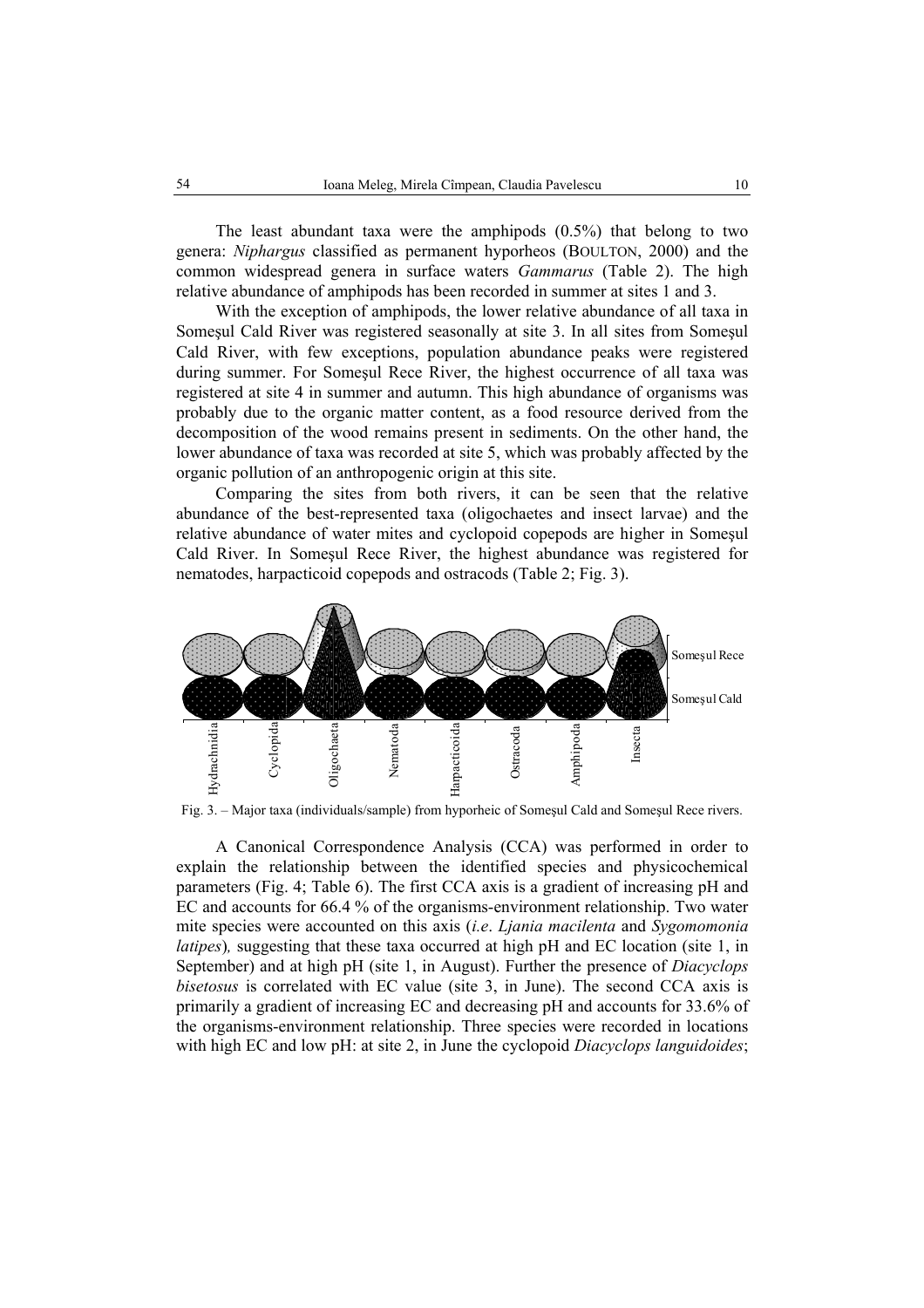The least abundant taxa were the amphipods (0.5%) that belong to two genera: *Niphargus* classified as permanent hyporheos (BOULTON, 2000) and the common widespread genera in surface waters *Gammarus* (Table 2). The high relative abundance of amphipods has been recorded in summer at sites 1 and 3.

With the exception of amphipods, the lower relative abundance of all taxa in Someşul Cald River was registered seasonally at site 3. In all sites from Someşul Cald River, with few exceptions, population abundance peaks were registered during summer. For Someşul Rece River, the highest occurrence of all taxa was registered at site 4 in summer and autumn. This high abundance of organisms was probably due to the organic matter content, as a food resource derived from the decomposition of the wood remains present in sediments. On the other hand, the lower abundance of taxa was recorded at site 5, which was probably affected by the organic pollution of an anthropogenic origin at this site.

Comparing the sites from both rivers, it can be seen that the relative abundance of the best-represented taxa (oligochaetes and insect larvae) and the relative abundance of water mites and cyclopoid copepods are higher in Someşul Cald River. In Someşul Rece River, the highest abundance was registered for nematodes, harpacticoid copepods and ostracods (Table 2; Fig. 3).

Someşul Rece

Someşul Cald

Hydrachnidia, Cyclopida, Oligochaeta, Nematoda, Harpacticoida, Ostracoda, Amphipoda, Insecta

Fig. 3. – Major taxa (individuals/sample) from hyporheic of Someşul Cald and Someşul Rece rivers.

A Canonical Correspondence Analysis (CCA) was performed in order to explain the relationship between the identified species and physicochemical parameters (Fig. 4; Table 6). The first CCA axis is a gradient of increasing pH and EC and accounts for 66.4 % of the organisms-environment relationship. Two water mite species were accounted on this axis (*i.e*. *Ljania macilenta* and *Sygomomonia latipes*)*,* suggesting that these taxa occurred at high pH and EC location (site 1, in September) and at high pH (site 1, in August). Further the presence of *Diacyclops bisetosus* is correlated with EC value (site 3, in June). The second CCA axis is primarily a gradient of increasing EC and decreasing pH and accounts for 33.6% of the organisms-environment relationship. Three species were recorded in locations with high EC and low pH: at site 2, in June the cyclopoid *Diacyclops languidoides*;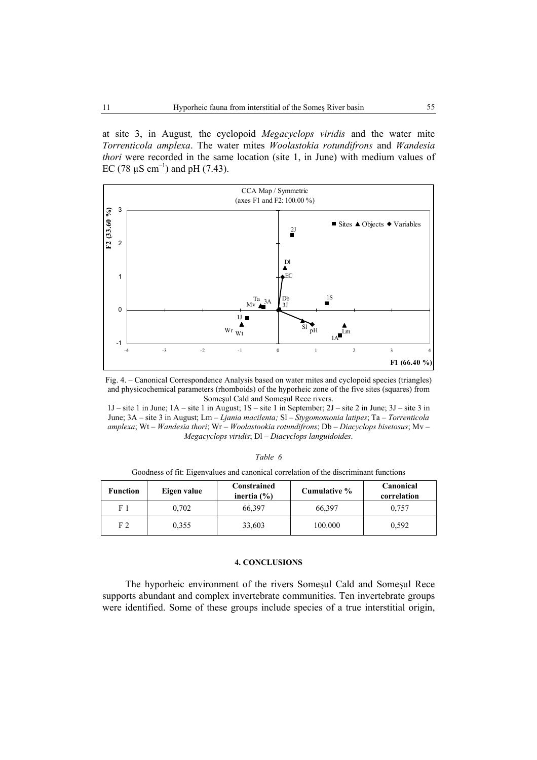at site 3, in August, the cyclopoid *Megacyclops viridis* and the water mite *Torrenticola amplexa*. The water mites *Woolastokia rotundifrons* and *Wandesia thori* were recorded in the same location (site 1, in June) with medium values of EC (78 µS $cm^{-1}$) and pH (7.43).

Fig. 4. – Canonical Correspondence Analysis based on water mites and cyclopoid species (triangles) and physicochemical parameters (rhomboids) of the hyporheic zone of the five sites (squares) from Someşul Cald and Someşul Rece rivers.

1J – site 1 in June; 1A – site 1 in August; 1S – site 1 in September; 2J – site 2 in June; 3J – site 3 in June; 3A – site 3 in August; Lm – *Ljania macilenta;* Sl – *Stygomomonia latipes*; Ta – *Torrenticola amplexa*; Wt – *Wandesia thori*; Wr – *Woolastookia rotundifrons*; Db – *Diacyclops bisetosus*; Mv – *Megacyclops viridis*; Dl – *Diacyclops languidoides*.

*Table 6*

Goodness of fit: Eigenvalues and canonical correlation of the discriminant functions

| Function | Eigen value | Constrained inertia (%) | Cumulative % | Canonical correlation |
|---|---|---|---|---|
| F 1 | 0,702 | 66,397 | 66,397 | 0,757 |
| F 2 | 0,355 | 33,603 | 100.000 | 0,592 |

#### 4. CONCLUSIONS

The hyporheic environment of the rivers Someşul Cald and Someşul Rece supports abundant and complex invertebrate communities. Ten invertebrate groups were identified. Some of these groups include species of a true interstitial origin,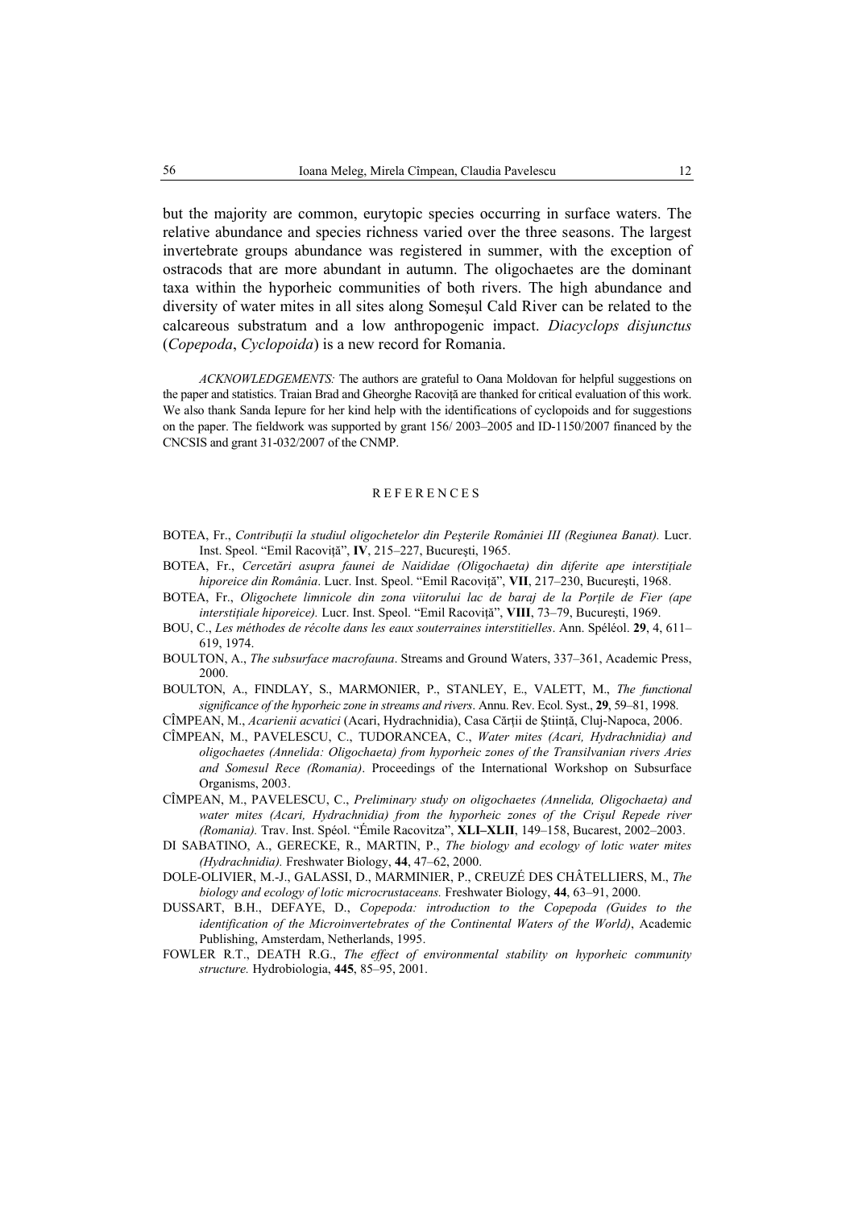but the majority are common, eurytopic species occurring in surface waters. The relative abundance and species richness varied over the three seasons. The largest invertebrate groups abundance was registered in summer, with the exception of ostracods that are more abundant in autumn. The oligochaetes are the dominant taxa within the hyporheic communities of both rivers. The high abundance and diversity of water mites in all sites along Someşul Cald River can be related to the calcareous substratum and a low anthropogenic impact. *Diacyclops disjunctus* (*Copepoda*, *Cyclopoida*) is a new record for Romania.

*ACKNOWLEDGEMENTS:* The authors are grateful to Oana Moldovan for helpful suggestions on the paper and statistics. Traian Brad and Gheorghe Racoviță are thanked for critical evaluation of this work. We also thank Sanda Iepure for her kind help with the identifications of cyclopoids and for suggestions on the paper. The fieldwork was supported by grant 156/ 2003–2005 and ID-1150/2007 financed by the CNCSIS and grant 31-032/2007 of the CNMP.

## REFERENCES

BOTEA, Fr., *Contribuții la studiul oligochetelor din Peşterile României III (Regiunea Banat).* Lucr. Inst. Speol. "Emil Racoviță", **IV**, 215–227, Bucureşti, 1965.

BOTEA, Fr., *Cercetări asupra faunei de Naididae (Oligochaeta) din diferite ape interstițiale hiporeice din România*. Lucr. Inst. Speol. "Emil Racoviță", **VII**, 217–230, Bucureşti, 1968.

BOTEA, Fr., *Oligochete limnicole din zona viitorului lac de baraj de la Porțile de Fier (ape interstițiale hiporeice).* Lucr. Inst. Speol. "Emil Racoviță", **VIII**, 73–79, Bucureşti, 1969.

BOU, C., *Les méthodes de récolte dans les eaux souterraines interstitielles*. Ann. Spéléol. **29**, 4, 611–619, 1974.

BOULTON, A., *The subsurface macrofauna*. Streams and Ground Waters, 337–361, Academic Press, 2000.

BOULTON, A., FINDLAY, S., MARMONIER, P., STANLEY, E., VALETT, M., *The functional significance of the hyporheic zone in streams and rivers*. Annu. Rev. Ecol. Syst., **29**, 59–81, 1998.

CÎMPEAN, M., *Acarienii acvatici* (Acari, Hydrachnidia), Casa Cărții de Știință, Cluj-Napoca, 2006.

CÎMPEAN, M., PAVELESCU, C., TUDORANCEA, C., *Water mites (Acari, Hydrachnidia) and oligochaetes (Annelida: Oligochaeta) from hyporheic zones of the Transilvanian rivers Aries and Somesul Rece (Romania)*. Proceedings of the International Workshop on Subsurface Organisms, 2003.

CÎMPEAN, M., PAVELESCU, C., *Preliminary study on oligochaetes (Annelida, Oligochaeta) and water mites (Acari, Hydrachnidia) from the hyporheic zones of the Crişul Repede river (Romania).* Trav. Inst. Spéol. "Émile Racovitza", **XLI–XLII**, 149–158, Bucarest, 2002–2003.

DI SABATINO, A., GERECKE, R., MARTIN, P., *The biology and ecology of lotic water mites (Hydrachnidia).* Freshwater Biology, **44**, 47–62, 2000.

DOLE-OLIVIER, M.-J., GALASSI, D., MARMINIER, P., CREUZÉ DES CHÂTELLIERS, M., *The biology and ecology of lotic microcrustaceans.* Freshwater Biology, **44**, 63–91, 2000.

DUSSART, B.H., DEFAYE, D., *Copepoda: introduction to the Copepoda (Guides to the identification of the Microinvertebrates of the Continental Waters of the World)*, Academic Publishing, Amsterdam, Netherlands, 1995.

FOWLER R.T., DEATH R.G., *The effect of environmental stability on hyporheic community structure.* Hydrobiologia, **445**, 85–95, 2001.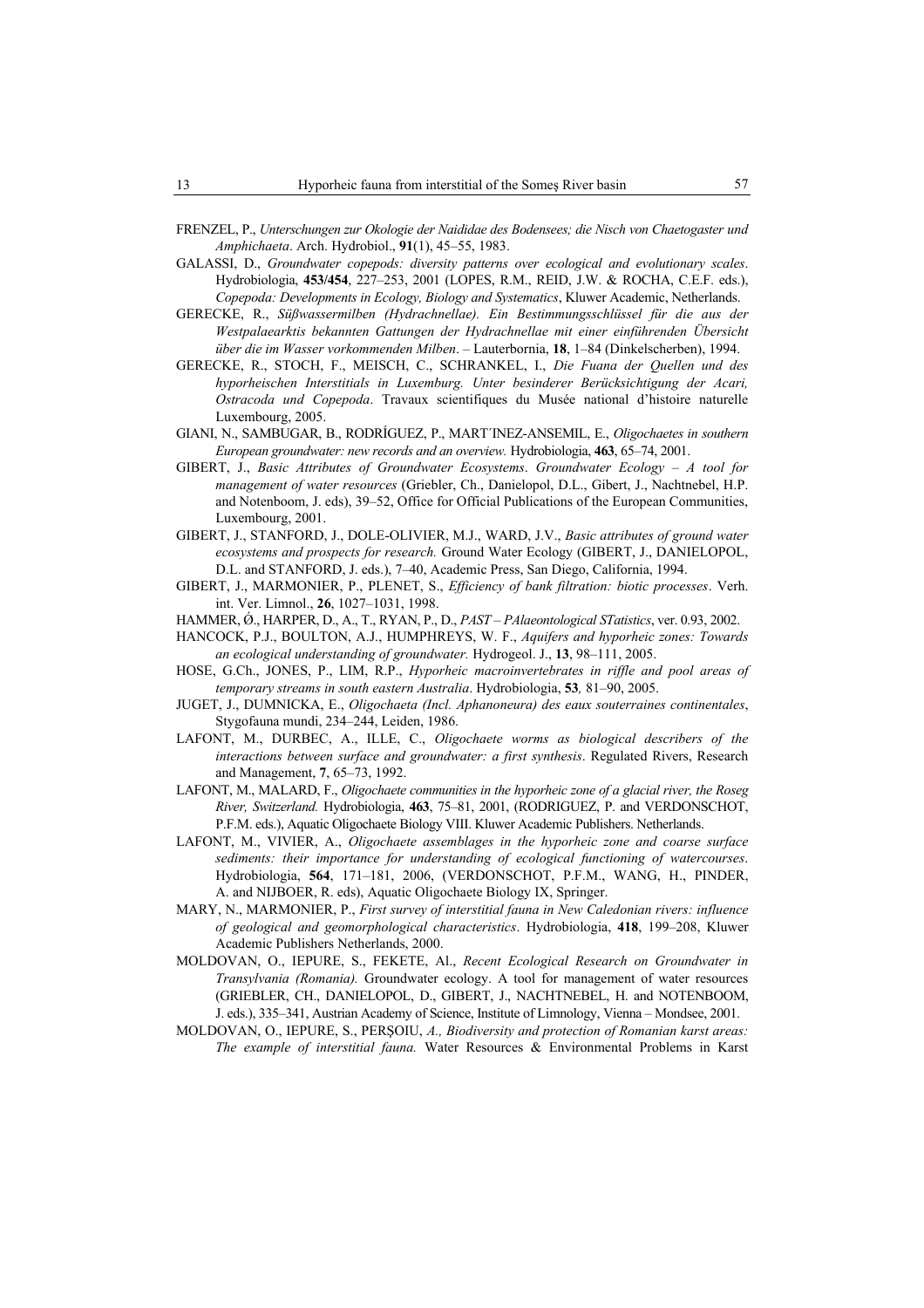FRENZEL, P., *Unterschungen zur Okologie der Naididae des Bodensees; die Nisch von Chaetogaster und Amphichaeta*. Arch. Hydrobiol., **91**(1), 45–55, 1983.

GALASSI, D., *Groundwater copepods: diversity patterns over ecological and evolutionary scales*. Hydrobiologia, **453/454**, 227–253, 2001 (LOPES, R.M., REID, J.W. & ROCHA, C.E.F. eds.), *Copepoda: Developments in Ecology, Biology and Systematics*, Kluwer Academic, Netherlands.

GERECKE, R., *Süßwassermilben (Hydrachnellae). Ein Bestimmungsschlüssel für die aus der Westpalaearktis bekannten Gattungen der Hydrachnellae mit einer einführenden Übersicht über die im Wasser vorkommenden Milben*. – Lauterbornia, **18**, 1–84 (Dinkelscherben), 1994.

GERECKE, R., STOCH, F., MEISCH, C., SCHRANKEL, I., *Die Fuana der Quellen und des hyporheischen Interstitials in Luxemburg. Unter besinderer Berücksichtigung der Acari, Ostracoda und Copepoda*. Travaux scientifiques du Musée national d'histoire naturelle Luxembourg, 2005.

GIANI, N., SAMBUGAR, B., RODRÍGUEZ, P., MART´INEZ-ANSEMIL, E., *Oligochaetes in southern European groundwater: new records and an overview.* Hydrobiologia, **463**, 65–74, 2001.

GIBERT, J., *Basic Attributes of Groundwater Ecosystems*. *Groundwater Ecology – A tool for management of water resources* (Griebler, Ch., Danielopol, D.L., Gibert, J., Nachtnebel, H.P. and Notenboom, J. eds), 39–52, Office for Official Publications of the European Communities, Luxembourg, 2001.

GIBERT, J., STANFORD, J., DOLE-OLIVIER, M.J., WARD, J.V., *Basic attributes of ground water ecosystems and prospects for research.* Ground Water Ecology (GIBERT, J., DANIELOPOL, D.L. and STANFORD, J. eds.), 7–40, Academic Press, San Diego, California, 1994.

GIBERT, J., MARMONIER, P., PLENET, S., *Efficiency of bank filtration: biotic processes*. Verh. int. Ver. Limnol., **26**, 1027–1031, 1998.

HAMMER, Ǿ., HARPER, D., A., T., RYAN, P., D., *PAST – PAlaeontological STatistics*, ver. 0.93, 2002.

HANCOCK, P.J., BOULTON, A.J., HUMPHREYS, W. F., *Aquifers and hyporheic zones: Towards an ecological understanding of groundwater.* Hydrogeol. J., **13**, 98–111, 2005.

HOSE, G.Ch., JONES, P., LIM, R.P., *Hyporheic macroinvertebrates in riffle and pool areas of temporary streams in south eastern Australia*. Hydrobiologia, **53***,* 81–90, 2005.

JUGET, J., DUMNICKA, E., *Oligochaeta (Incl. Aphanoneura) des eaux souterraines continentales*, Stygofauna mundi, 234–244, Leiden, 1986.

LAFONT, M., DURBEC, A., ILLE, C., *Oligochaete worms as biological describers of the interactions between surface and groundwater: a first synthesis*. Regulated Rivers, Research and Management, **7**, 65–73, 1992.

LAFONT, M., MALARD, F., *Oligochaete communities in the hyporheic zone of a glacial river, the Roseg River, Switzerland.* Hydrobiologia, **463**, 75–81, 2001, (RODRIGUEZ, P. and VERDONSCHOT, P.F.M. eds.), Aquatic Oligochaete Biology VIII. Kluwer Academic Publishers. Netherlands.

LAFONT, M., VIVIER, A., *Oligochaete assemblages in the hyporheic zone and coarse surface sediments: their importance for understanding of ecological functioning of watercourses*. Hydrobiologia, **564**, 171–181, 2006, (VERDONSCHOT, P.F.M., WANG, H., PINDER, A. and NIJBOER, R. eds), Aquatic Oligochaete Biology IX, Springer.

MARY, N., MARMONIER, P., *First survey of interstitial fauna in New Caledonian rivers: influence of geological and geomorphological characteristics*. Hydrobiologia, **418**, 199–208, Kluwer Academic Publishers Netherlands, 2000.

MOLDOVAN, O., IEPURE, S., FEKETE, Al., *Recent Ecological Research on Groundwater in Transylvania (Romania).* Groundwater ecology. A tool for management of water resources (GRIEBLER, CH., DANIELOPOL, D., GIBERT, J., NACHTNEBEL, H. and NOTENBOOM, J. eds.), 335–341, Austrian Academy of Science, Institute of Limnology, Vienna – Mondsee, 2001.

MOLDOVAN, O., IEPURE, S., PERŞOIU, *A., Biodiversity and protection of Romanian karst areas: The example of interstitial fauna.* Water Resources & Environmental Problems in Karst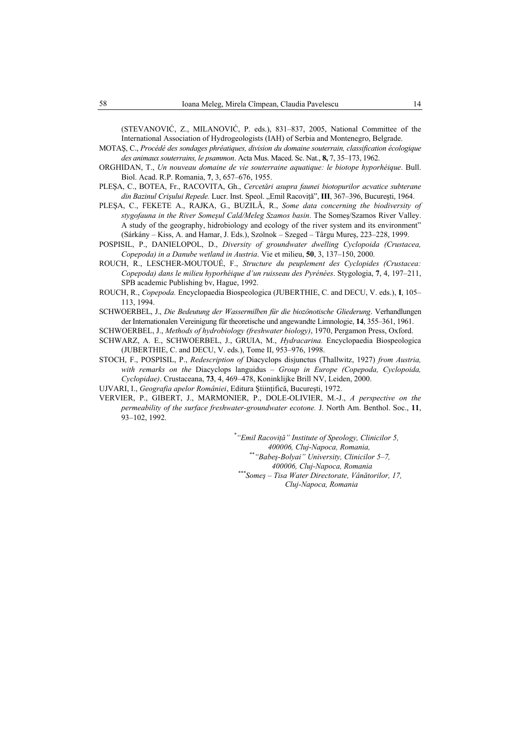(STEVANOVIĆ, Z., MILANOVIĆ, P. eds.), 831–837, 2005, National Committee of the International Association of Hydrogeologists (IAH) of Serbia and Montenegro, Belgrade.

MOTAŞ, C., *Procédé des sondages phréatiques, division du domaine souterrain, classification écologique des animaux souterrains, le psammon*. Acta Mus. Maced. Sc. Nat., **8,** 7, 35–173, 1962.

ORGHIDAN, T., *Un nouveau domaine de vie souterraine aquatique: le biotope hyporhéique*. Bull. Biol. Acad. R.P. Romania, **7**, 3, 657–676, 1955.

PLEŞA, C., BOTEA, Fr., RACOVITA, Gh., *Cercetări asupra faunei biotopurilor acvatice subterane din Bazinul Crişului Repede.* Lucr. Inst. Speol. „Emil Racoviţă", **III**, 367–396, Bucureşti, 1964.

PLEŞA, C., FEKETE A., RAJKA, G., BUZILĂ, R., *Some data concerning the biodiversity of stygofauna in the River Someşul Cald/Meleg Szamos basin*. The Someş/Szamos River Valley. A study of the geography, hidrobiology and ecology of the river system and its environment" (Sárkány – Kiss, A. and Hamar, J. Eds.), Szolnok – Szeged – Târgu Mureş, 223–228, 1999.

POSPISIL, P., DANIELOPOL, D., *Diversity of groundwater dwelling Cyclopoida (Crustacea, Copepoda) in a Danube wetland in Austria*. Vie et milieu, **50**, 3, 137–150, 2000.

ROUCH, R., LESCHER-MOUTOUÉ, F., *Structure du peuplement des Cyclopides (Crustacea: Copepoda) dans le milieu hyporhéique d'un ruisseau des Pyrénées*. Stygologia, **7**, 4, 197–211, SPB academic Publishing bv, Hague, 1992.

ROUCH, R., *Copepoda.* Encyclopaedia Biospeologica (JUBERTHIE, C. and DECU, V. eds.), **I**, 105–113, 1994.

SCHWOERBEL, J., *Die Bedeutung der Wassermilben für die biozönotische Gliederung*. Verhandlungen der Internationalen Vereinigung für theoretische und angewandte Limnologie, **14**, 355–361, 1961.

SCHWOERBEL, J., *Methods of hydrobiology (freshwater biology)*, 1970, Pergamon Press, Oxford.

SCHWARZ, A. E., SCHWOERBEL, J., GRUIA, M., *Hydracarina.* Encyclopaedia Biospeologica (JUBERTHIE, C. and DECU, V. eds.), Tome II, 953–976, 1998.

STOCH, F., POSPISIL, P., *Redescription of* Diacyclops disjunctus (Thallwitz, 1927) *from Austria, with remarks on the* Diacyclops languidus *– Group in Europe (Copepoda, Cyclopoida, Cyclopidae)*. Crustaceana, **73**, 4, 469–478, Koninklijke Brill NV, Leiden, 2000.

UJVARI, I., *Geografia apelor României*, Editura Ştiinţifică, Bucureşti, 1972.

VERVIER, P., GIBERT, J., MARMONIER, P., DOLE-OLIVIER, M.-J., *A perspective on the permeability of the surface freshwater-groundwater ecotone.* J. North Am. Benthol. Soc., **11**, 93–102, 1992.

[*] *"Emil Racoviţă" Institute of Speology, Clinicilor 5, 400006, Cluj-Napoca, Romania,*
[**] *"Babeş-Bolyai" University, Clinicilor 5–7, 400006, Cluj-Napoca, Romania*
[***] *Someş – Tisa Water Directorate, Vânătorilor, 17, Cluj-Napoca, Romania*